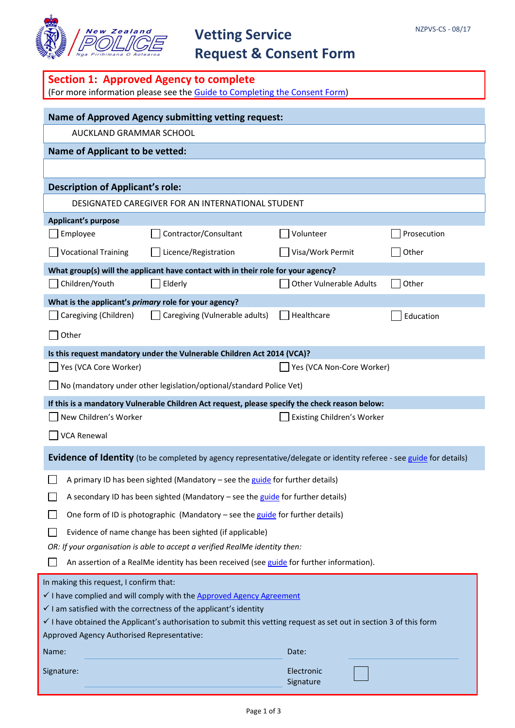New Zealand POLICE
Nga Pirihimana O Aotearoa

# Vetting Service Request & Consent Form

NZPVS-CS - 08/17

## Section 1: Approved Agency to complete

(For more information please see the Guide to Completing the Consent Form)

**Name of Approved Agency submitting vetting request:**

AUCKLAND GRAMMAR SCHOOL

**Name of Applicant to be vetted:**

**Description of Applicant's role:**

DESIGNATED CAREGIVER FOR AN INTERNATIONAL STUDENT

**Applicant's purpose**

- ☐ Employee
- ☐ Contractor/Consultant
- ☐ Volunteer
- ☐ Prosecution
- ☐ Vocational Training
- ☐ Licence/Registration
- ☐ Visa/Work Permit
- ☐ Other

**What group(s) will the applicant have contact with in their role for your agency?**

- ☐ Children/Youth
- ☐ Elderly
- ☐ Other Vulnerable Adults
- ☐ Other

**What is the applicant's *primary* role for your agency?**

- ☐ Caregiving (Children)
- ☐ Caregiving (Vulnerable adults)
- ☐ Healthcare
- ☐ Education
- ☐ Other

**Is this request mandatory under the Vulnerable Children Act 2014 (VCA)?**

- ☐ Yes (VCA Core Worker)
- ☐ Yes (VCA Non-Core Worker)
- ☐ No (mandatory under other legislation/optional/standard Police Vet)

**If this is a mandatory Vulnerable Children Act request, please specify the check reason below:**

- ☐ New Children's Worker
- ☐ Existing Children's Worker
- ☐ VCA Renewal

**Evidence of Identity** (to be completed by agency representative/delegate or identity referee - see guide for details)

- ☐ A primary ID has been sighted (Mandatory – see the guide for further details)
- ☐ A secondary ID has been sighted (Mandatory – see the guide for further details)
- ☐ One form of ID is photographic (Mandatory – see the guide for further details)
- ☐ Evidence of name change has been sighted (if applicable)

*OR: If your organisation is able to accept a verified RealMe identity then:*

- ☐ An assertion of a RealMe identity has been received (see guide for further information).

In making this request, I confirm that:

- ✓ I have complied and will comply with the Approved Agency Agreement
- ✓ I am satisfied with the correctness of the applicant's identity
- ✓ I have obtained the Applicant's authorisation to submit this vetting request as set out in section 3 of this form

Approved Agency Authorised Representative:

Name: ____________________ Date: ____________________

Signature: ____________________ Electronic Signature ☐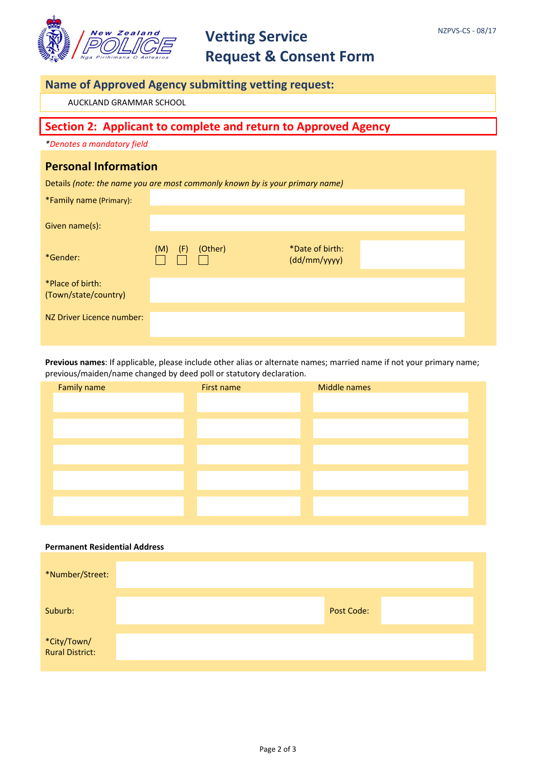# Vetting Service Request & Consent Form

NZPVS-CS - 08/17

## Name of Approved Agency submitting vetting request:

AUCKLAND GRAMMAR SCHOOL

## Section 2: Applicant to complete and return to Approved Agency

*\*Denotes a mandatory field*

### Personal Information

Details *(note: the name you are most commonly known by is your primary name)*

| | | | |
|---|---|---|---|
| *Family name (Primary): | | | |
| Given name(s): | | | |
| *Gender: | (M) ☐ (F) ☐ (Other) ☐ | *Date of birth: (dd/mm/yyyy) | |
| *Place of birth: (Town/state/country) | | | |
| NZ Driver Licence number: | | | |

**Previous names**: If applicable, please include other alias or alternate names; married name if not your primary name; previous/maiden/name changed by deed poll or statutory declaration.

| Family name | First name | Middle names |
|---|---|---|
| | | |
| | | |
| | | |
| | | |
| | | |

**Permanent Residential Address**

| | | | |
|---|---|---|---|
| *Number/Street: | | | |
| Suburb: | | Post Code: | |
| *City/Town/ Rural District: | | | |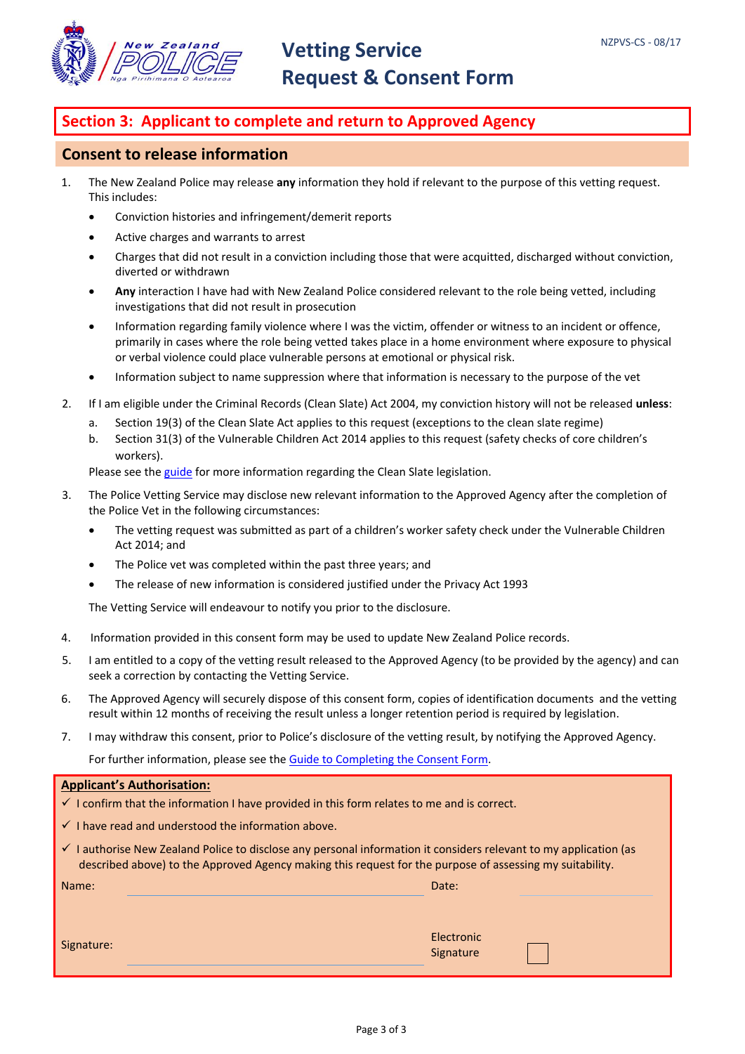# Vetting Service Request & Consent Form

NZPVS-CS - 08/17

## Section 3: Applicant to complete and return to Approved Agency

### Consent to release information

1. The New Zealand Police may release **any** information they hold if relevant to the purpose of this vetting request. This includes:
   - Conviction histories and infringement/demerit reports
   - Active charges and warrants to arrest
   - Charges that did not result in a conviction including those that were acquitted, discharged without conviction, diverted or withdrawn
   - **Any** interaction I have had with New Zealand Police considered relevant to the role being vetted, including investigations that did not result in prosecution
   - Information regarding family violence where I was the victim, offender or witness to an incident or offence, primarily in cases where the role being vetted takes place in a home environment where exposure to physical or verbal violence could place vulnerable persons at emotional or physical risk.
   - Information subject to name suppression where that information is necessary to the purpose of the vet
2. If I am eligible under the Criminal Records (Clean Slate) Act 2004, my conviction history will not be released **unless**:
   a. Section 19(3) of the Clean Slate Act applies to this request (exceptions to the clean slate regime)
   b. Section 31(3) of the Vulnerable Children Act 2014 applies to this request (safety checks of core children's workers).

   Please see the guide for more information regarding the Clean Slate legislation.
3. The Police Vetting Service may disclose new relevant information to the Approved Agency after the completion of the Police Vet in the following circumstances:
   - The vetting request was submitted as part of a children's worker safety check under the Vulnerable Children Act 2014; and
   - The Police vet was completed within the past three years; and
   - The release of new information is considered justified under the Privacy Act 1993

   The Vetting Service will endeavour to notify you prior to the disclosure.
4. Information provided in this consent form may be used to update New Zealand Police records.
5. I am entitled to a copy of the vetting result released to the Approved Agency (to be provided by the agency) and can seek a correction by contacting the Vetting Service.
6. The Approved Agency will securely dispose of this consent form, copies of identification documents and the vetting result within 12 months of receiving the result unless a longer retention period is required by legislation.
7. I may withdraw this consent, prior to Police's disclosure of the vetting result, by notifying the Approved Agency.

   For further information, please see the Guide to Completing the Consent Form.

**Applicant's Authorisation:**

✓ I confirm that the information I have provided in this form relates to me and is correct.

✓ I have read and understood the information above.

✓ I authorise New Zealand Police to disclose any personal information it considers relevant to my application (as described above) to the Approved Agency making this request for the purpose of assessing my suitability.

Name: ____________________ Date: ____________

Signature: ____________________ Electronic Signature ☐